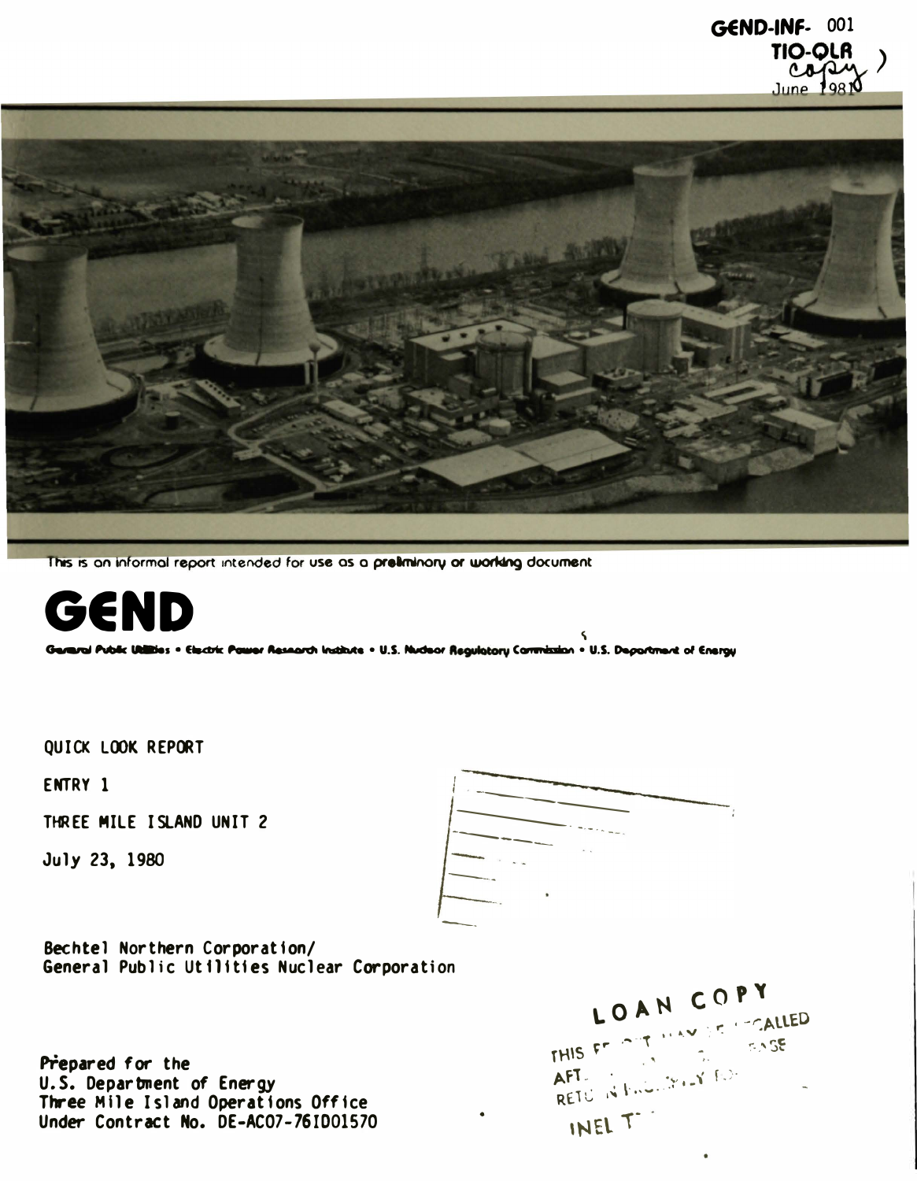GEND-INF- 001
TIO-QLR
copy
June 1981

This is an informal report intended for use as a preliminary or working document

# GEND

General Public Utilities • Electric Power Research Institute • U.S. Nuclear Regulatory Commission • U.S. Department of Energy

QUICK LOOK REPORT

ENTRY 1

THREE MILE ISLAND UNIT 2

July 23, 1980

Bechtel Northern Corporation/
General Public Utilities Nuclear Corporation

Prepared for the
U.S. Department of Energy
Three Mile Island Operations Office
Under Contract No. DE-AC07-76ID01570

LOAN COPY
THIS REPORT MAY BE RECALLED
AFTER TWO WEEKS. PLEASE
RETURN PROMPTLY TO:
INEL T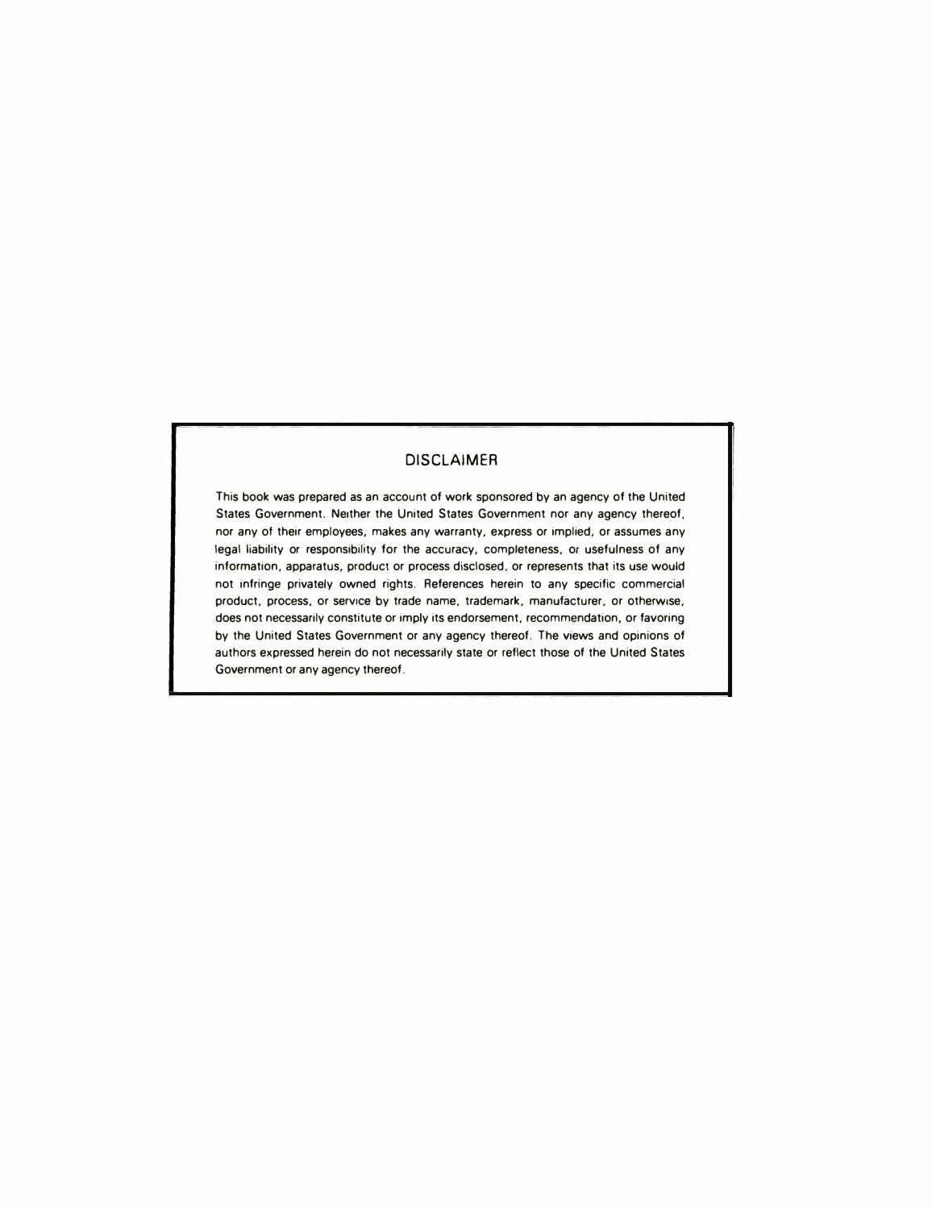## DISCLAIMER

This book was prepared as an account of work sponsored by an agency of the United States Government. Neither the United States Government nor any agency thereof, nor any of their employees, makes any warranty, express or implied, or assumes any legal liability or responsibility for the accuracy, completeness, or usefulness of any information, apparatus, product or process disclosed, or represents that its use would not infringe privately owned rights. References herein to any specific commercial product, process, or service by trade name, trademark, manufacturer, or otherwise, does not necessarily constitute or imply its endorsement, recommendation, or favoring by the United States Government or any agency thereof. The views and opinions of authors expressed herein do not necessarily state or reflect those of the United States Government or any agency thereof.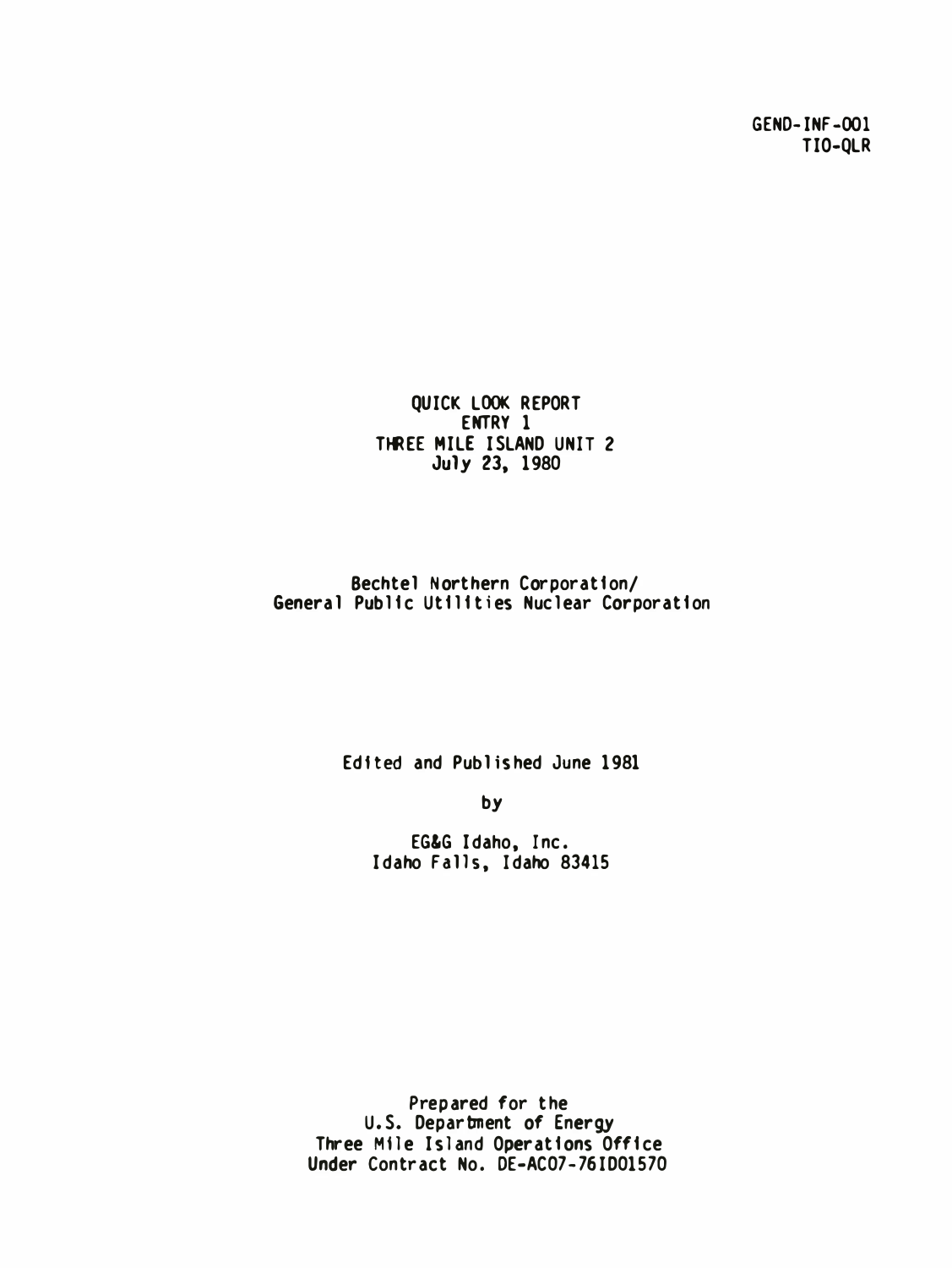GEND-INF-001
TIO-QLR

# QUICK LOOK REPORT
## ENTRY 1
## THREE MILE ISLAND UNIT 2
## July 23, 1980

Bechtel Northern Corporation/
General Public Utilities Nuclear Corporation

Edited and Published June 1981

by

EG&G Idaho, Inc.
Idaho Falls, Idaho 83415

Prepared for the
U.S. Department of Energy
Three Mile Island Operations Office
Under Contract No. DE-AC07-76ID01570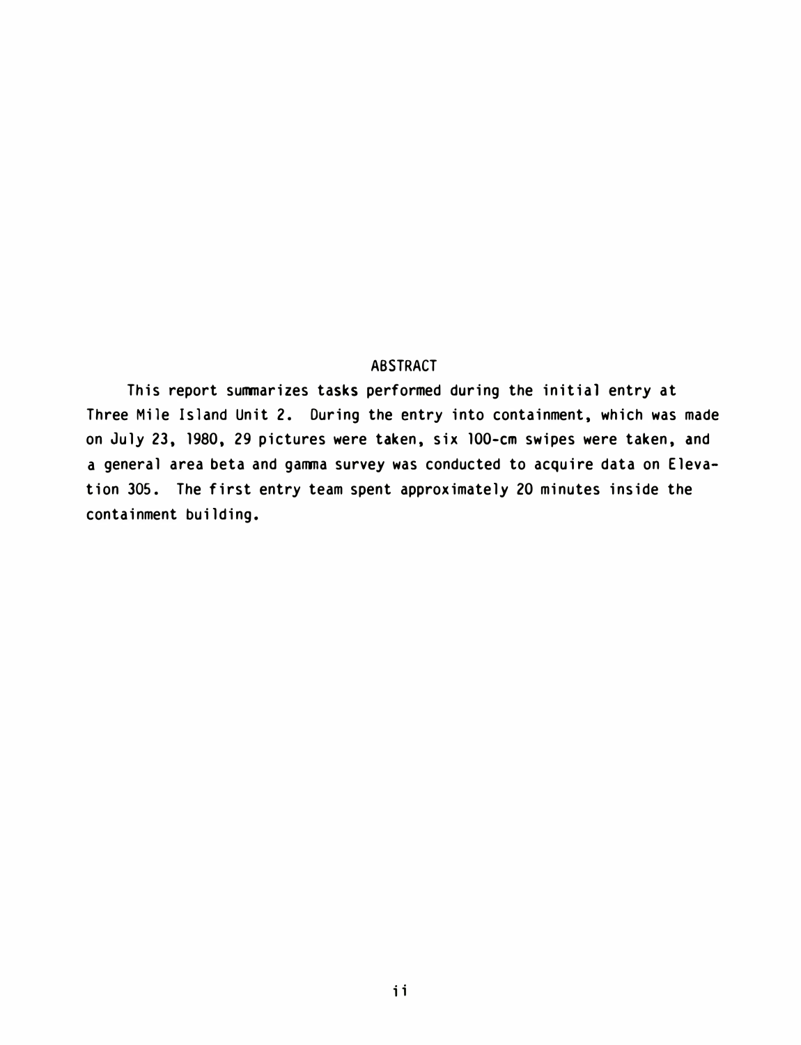# ABSTRACT

This report summarizes tasks performed during the initial entry at Three Mile Island Unit 2. During the entry into containment, which was made on July 23, 1980, 29 pictures were taken, six 100-cm swipes were taken, and a general area beta and gamma survey was conducted to acquire data on Elevation 305. The first entry team spent approximately 20 minutes inside the containment building.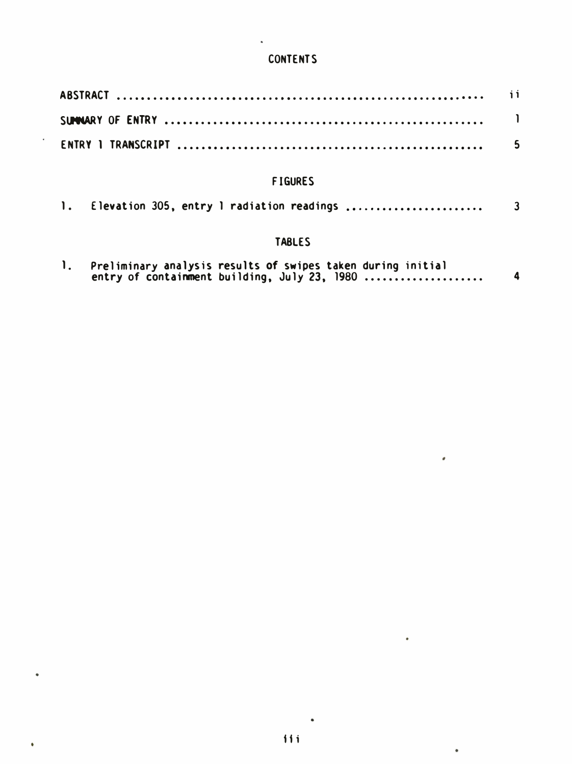# CONTENTS

ABSTRACT .......................................................... ii

SUMMARY OF ENTRY .................................................. 1

ENTRY 1 TRANSCRIPT ................................................ 5

## FIGURES

1. Elevation 305, entry 1 radiation readings ...................... 3

## TABLES

1. Preliminary analysis results of swipes taken during initial entry of containment building, July 23, 1980 .................... 4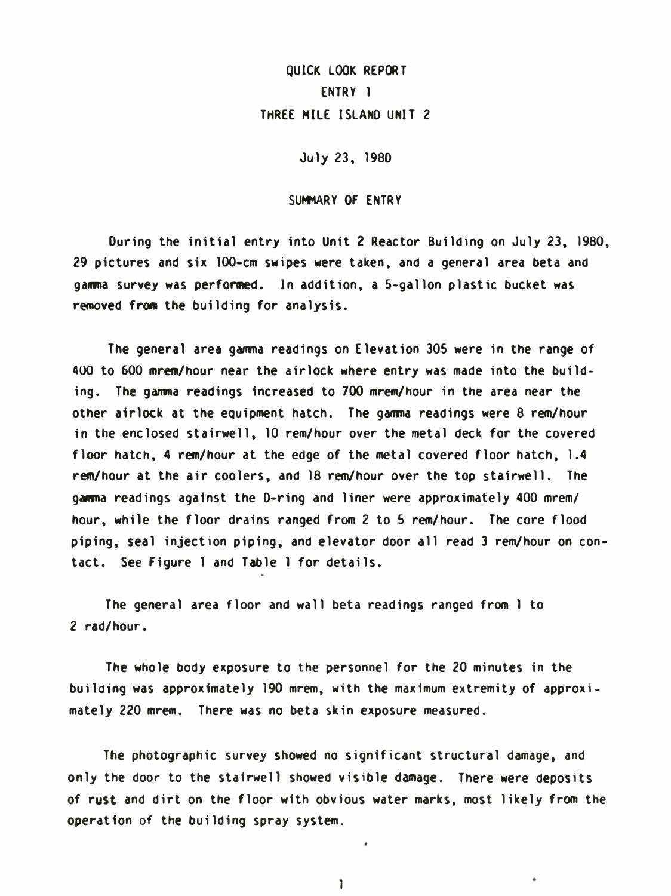# QUICK LOOK REPORT
## ENTRY 1
## THREE MILE ISLAND UNIT 2

July 23, 1980

### SUMMARY OF ENTRY

During the initial entry into Unit 2 Reactor Building on July 23, 1980, 29 pictures and six 100-cm swipes were taken, and a general area beta and gamma survey was performed. In addition, a 5-gallon plastic bucket was removed from the building for analysis.

The general area gamma readings on Elevation 305 were in the range of 400 to 600 mrem/hour near the airlock where entry was made into the building. The gamma readings increased to 700 mrem/hour in the area near the other airlock at the equipment hatch. The gamma readings were 8 rem/hour in the enclosed stairwell, 10 rem/hour over the metal deck for the covered floor hatch, 4 rem/hour at the edge of the metal covered floor hatch, 1.4 rem/hour at the air coolers, and 18 rem/hour over the top stairwell. The gamma readings against the D-ring and liner were approximately 400 mrem/hour, while the floor drains ranged from 2 to 5 rem/hour. The core flood piping, seal injection piping, and elevator door all read 3 rem/hour on contact. See Figure 1 and Table 1 for details.

The general area floor and wall beta readings ranged from 1 to 2 rad/hour.

The whole body exposure to the personnel for the 20 minutes in the building was approximately 190 mrem, with the maximum extremity of approximately 220 mrem. There was no beta skin exposure measured.

The photographic survey showed no significant structural damage, and only the door to the stairwell showed visible damage. There were deposits of rust and dirt on the floor with obvious water marks, most likely from the operation of the building spray system.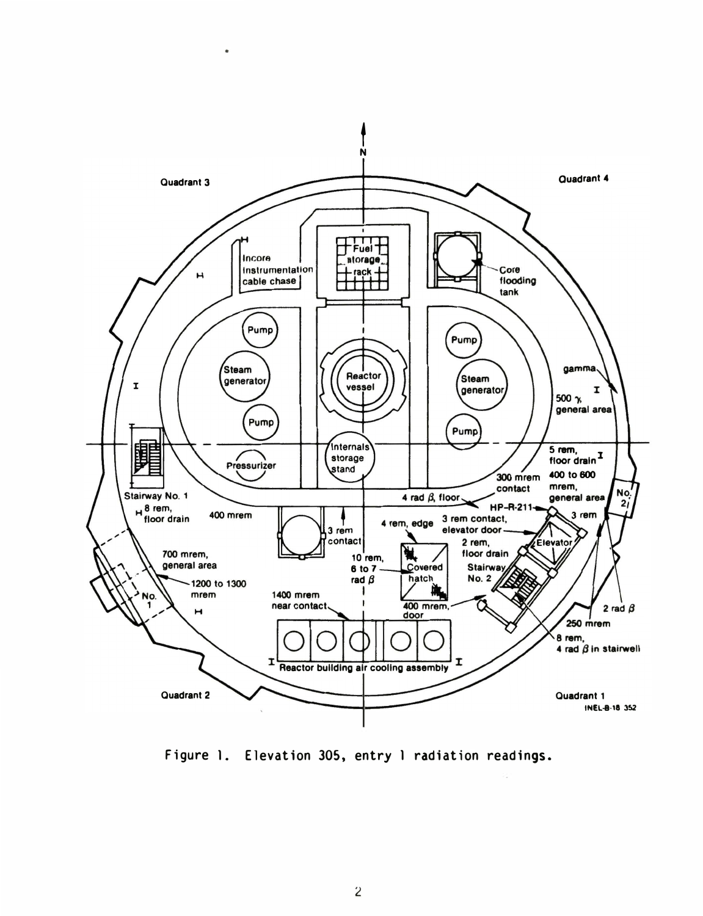Figure 1. Elevation 305, entry 1 radiation readings.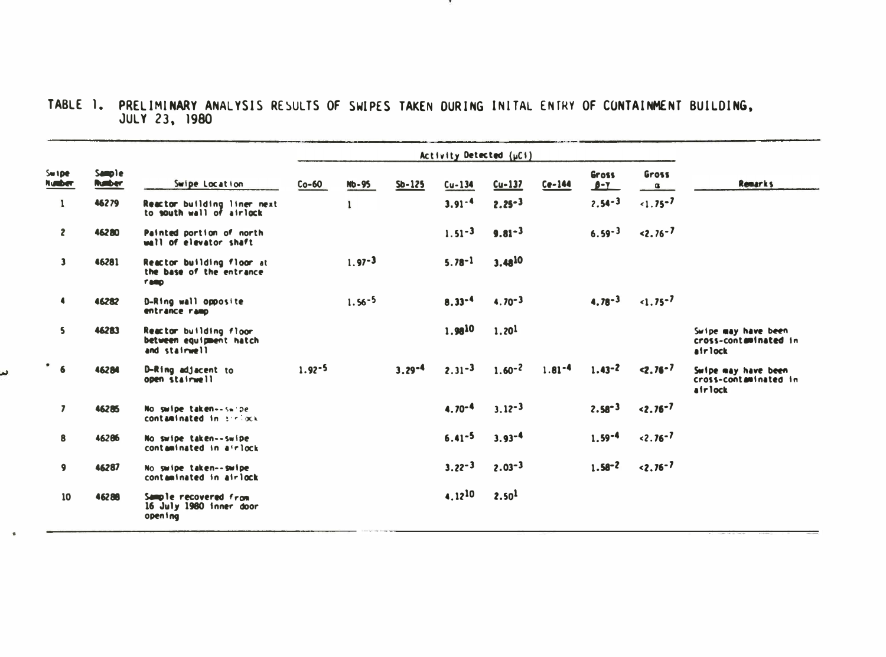TABLE 1. PRELIMINARY ANALYSIS RESULTS OF SWIPES TAKEN DURING INITAL ENTRY OF CONTAINMENT BUILDING, JULY 23, 1980

| Swipe Number | Sample Number | Swipe Location | Activity Detected (μCi) | | | | | | | | Remarks |
|---|---|---|---|---|---|---|---|---|---|---|---|
| | | | Co-60 | Nb-95 | Sb-125 | Cu-134 | Cu-137 | Ce-144 | Gross β-γ | Gross α | |
| 1 | 46279 | Reactor building liner next to south wall of airlock | | 1 | | $3.91^{-4}$ | $2.25^{-3}$ | | $2.54^{-3}$ | $<1.75^{-7}$ | |
| 2 | 46280 | Painted portion of north wall of elevator shaft | | | | $1.51^{-3}$ | $9.81^{-3}$ | | $6.59^{-3}$ | $<2.76^{-7}$ | |
| 3 | 46281 | Reactor building floor at the base of the entrance ramp | | $1.97^{-3}$ | | $5.78^{-1}$ | $3.48^{10}$ | | | | |
| 4 | 46282 | D-Ring wall opposite entrance ramp | | $1.56^{-5}$ | | $8.33^{-4}$ | $4.70^{-3}$ | | $4.78^{-3}$ | $<1.75^{-7}$ | |
| 5 | 46283 | Reactor building floor between equipment hatch and stairwell | | | | $1.98^{10}$ | $1.20^{1}$ | | | | Swipe may have been cross-contaminated in airlock |
| 6 | 46284 | D-Ring adjacent to open stairwell | $1.92^{-5}$ | | $3.29^{-4}$ | $2.31^{-3}$ | $1.60^{-2}$ | $1.81^{-4}$ | $1.43^{-2}$ | $<2.76^{-7}$ | Swipe may have been cross-contaminated in airlock |
| 7 | 46285 | No swipe taken--swipe contaminated in airlock | | | | $4.70^{-4}$ | $3.12^{-3}$ | | $2.58^{-3}$ | $<2.76^{-7}$ | |
| 8 | 46286 | No swipe taken--swipe contaminated in airlock | | | | $6.41^{-5}$ | $3.93^{-4}$ | | $1.59^{-4}$ | $<2.76^{-7}$ | |
| 9 | 46287 | No swipe taken--swipe contaminated in airlock | | | | $3.22^{-3}$ | $2.03^{-3}$ | | $1.58^{-2}$ | $<2.76^{-7}$ | |
| 10 | 46288 | Sample recovered from 16 July 1980 inner door opening | | | | $4.12^{10}$ | $2.50^{1}$ | | | | |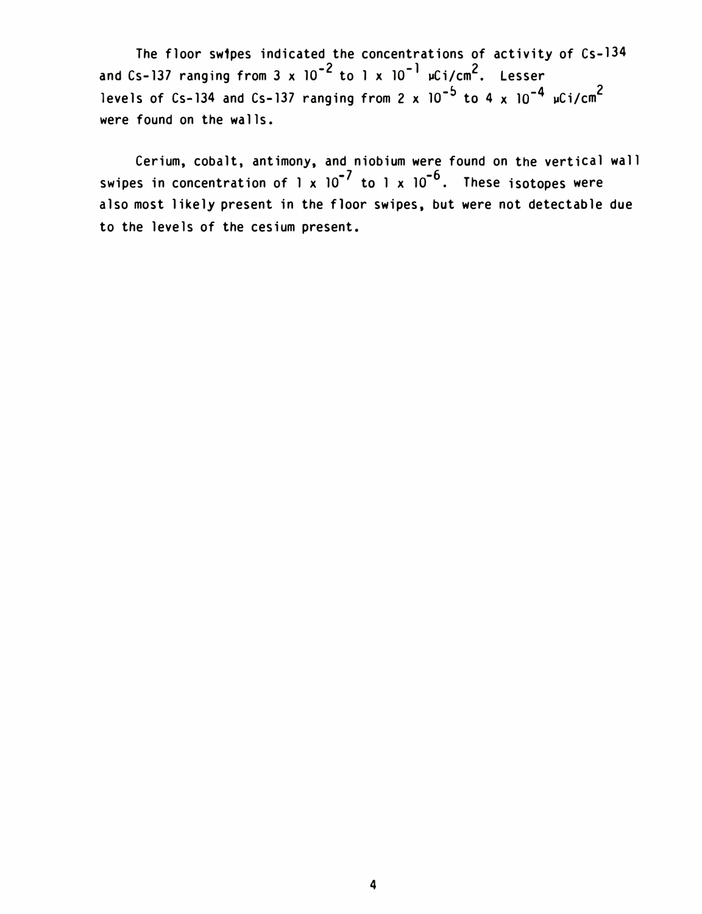The floor swipes indicated the concentrations of activity of Cs-134 and Cs-137 ranging from $3 \times 10^{-2}$ to $1 \times 10^{-1}$ µCi/cm$^2$. Lesser levels of Cs-134 and Cs-137 ranging from $2 \times 10^{-5}$ to $4 \times 10^{-4}$ µCi/cm$^2$ were found on the walls.

Cerium, cobalt, antimony, and niobium were found on the vertical wall swipes in concentration of $1 \times 10^{-7}$ to $1 \times 10^{-6}$. These isotopes were also most likely present in the floor swipes, but were not detectable due to the levels of the cesium present.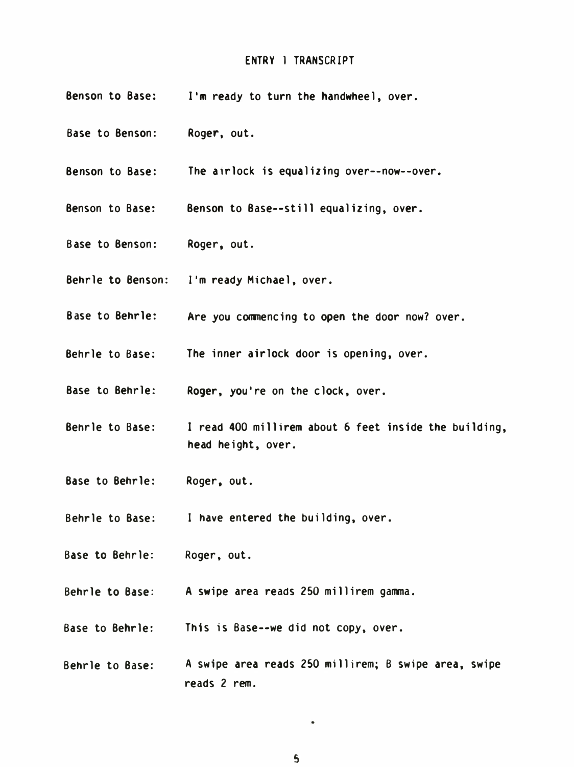## ENTRY 1 TRANSCRIPT

**Benson to Base:** I'm ready to turn the handwheel, over.

**Base to Benson:** Roger, out.

**Benson to Base:** The airlock is equalizing over--now--over.

**Benson to Base:** Benson to Base--still equalizing, over.

**Base to Benson:** Roger, out.

**Behrle to Benson:** I'm ready Michael, over.

**Base to Behrle:** Are you commencing to open the door now? over.

**Behrle to Base:** The inner airlock door is opening, over.

**Base to Behrle:** Roger, you're on the clock, over.

**Behrle to Base:** I read 400 millirem about 6 feet inside the building, head height, over.

**Base to Behrle:** Roger, out.

**Behrle to Base:** I have entered the building, over.

**Base to Behrle:** Roger, out.

**Behrle to Base:** A swipe area reads 250 millirem gamma.

**Base to Behrle:** This is Base--we did not copy, over.

**Behrle to Base:** A swipe area reads 250 millirem; B swipe area, swipe reads 2 rem.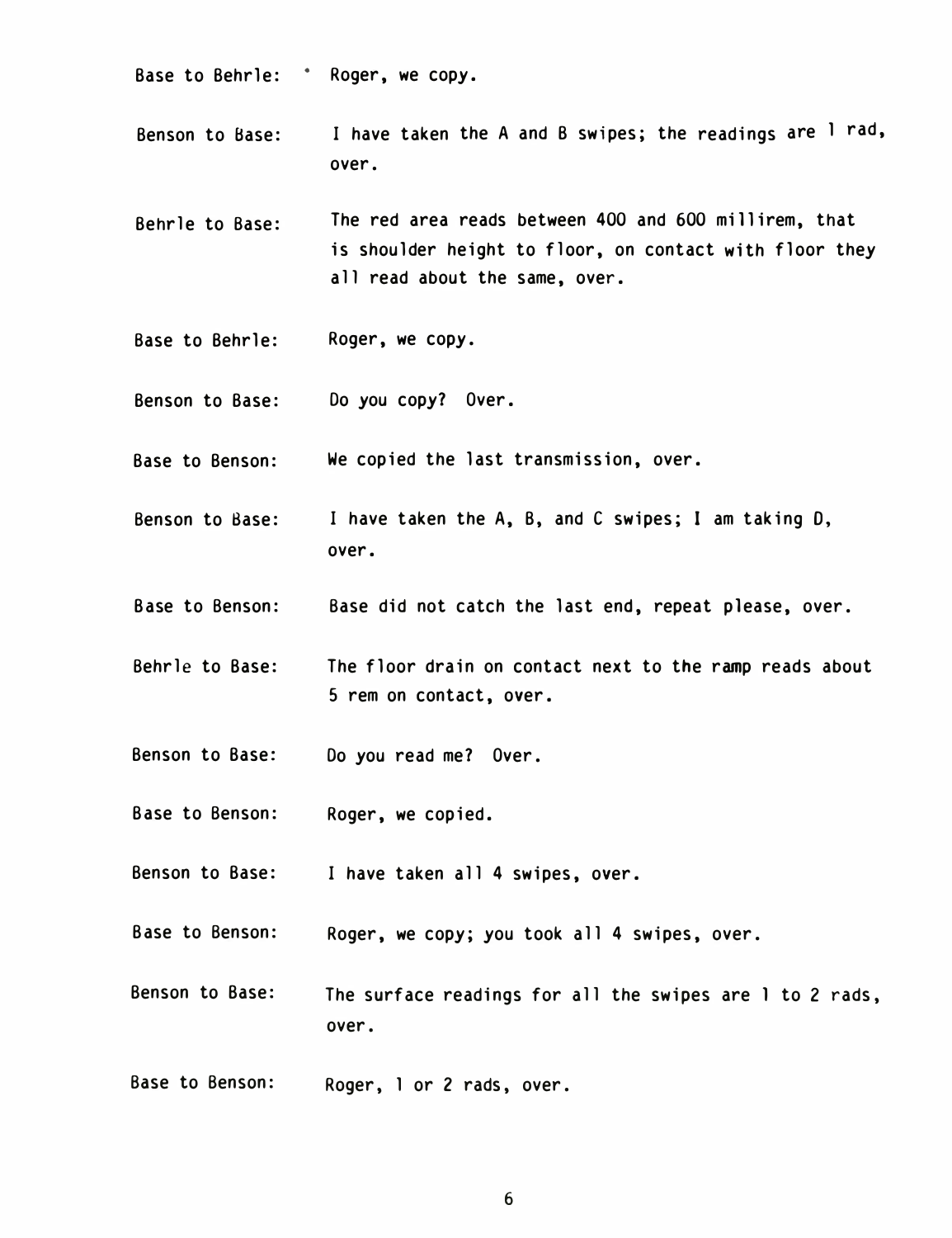Base to Behrle: Roger, we copy.

Benson to Base: I have taken the A and B swipes; the readings are 1 rad, over.

Behrle to Base: The red area reads between 400 and 600 millirem, that is shoulder height to floor, on contact with floor they all read about the same, over.

Base to Behrle: Roger, we copy.

Benson to Base: Do you copy? Over.

Base to Benson: We copied the last transmission, over.

Benson to Base: I have taken the A, B, and C swipes; I am taking D, over.

Base to Benson: Base did not catch the last end, repeat please, over.

Behrle to Base: The floor drain on contact next to the ramp reads about 5 rem on contact, over.

Benson to Base: Do you read me? Over.

Base to Benson: Roger, we copied.

Benson to Base: I have taken all 4 swipes, over.

Base to Benson: Roger, we copy; you took all 4 swipes, over.

Benson to Base: The surface readings for all the swipes are 1 to 2 rads, over.

Base to Benson: Roger, 1 or 2 rads, over.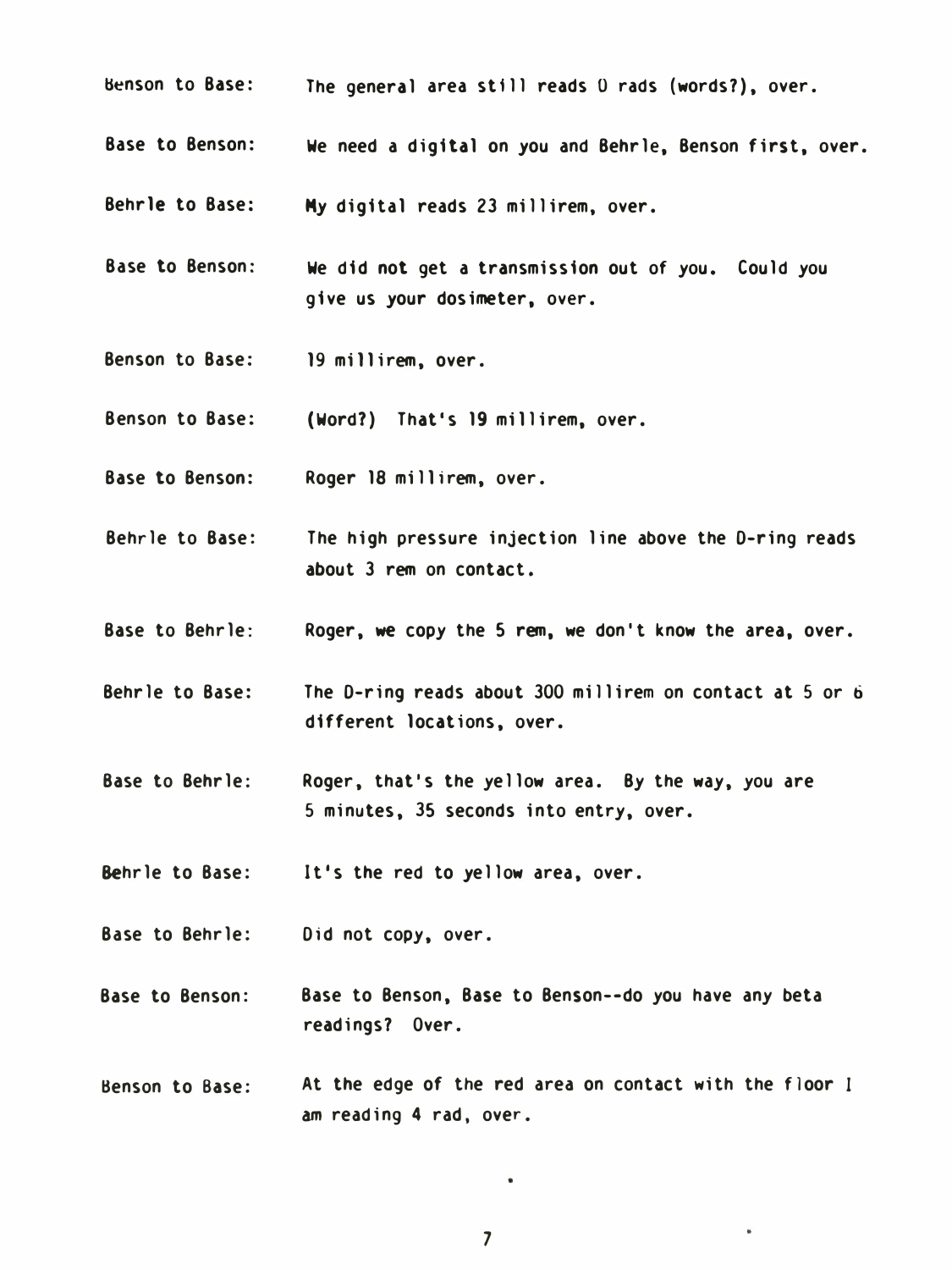Benson to Base: The general area still reads 0 rads (words?), over.

Base to Benson: We need a digital on you and Behrle, Benson first, over.

Behrle to Base: My digital reads 23 millirem, over.

Base to Benson: We did not get a transmission out of you. Could you give us your dosimeter, over.

Benson to Base: 19 millirem, over.

Benson to Base: (Word?) That's 19 millirem, over.

Base to Benson: Roger 18 millirem, over.

Behrle to Base: The high pressure injection line above the D-ring reads about 3 rem on contact.

Base to Behrle: Roger, we copy the 5 rem, we don't know the area, over.

Behrle to Base: The D-ring reads about 300 millirem on contact at 5 or 6 different locations, over.

Base to Behrle: Roger, that's the yellow area. By the way, you are 5 minutes, 35 seconds into entry, over.

Behrle to Base: It's the red to yellow area, over.

Base to Behrle: Did not copy, over.

Base to Benson: Base to Benson, Base to Benson--do you have any beta readings? Over.

Benson to Base: At the edge of the red area on contact with the floor I am reading 4 rad, over.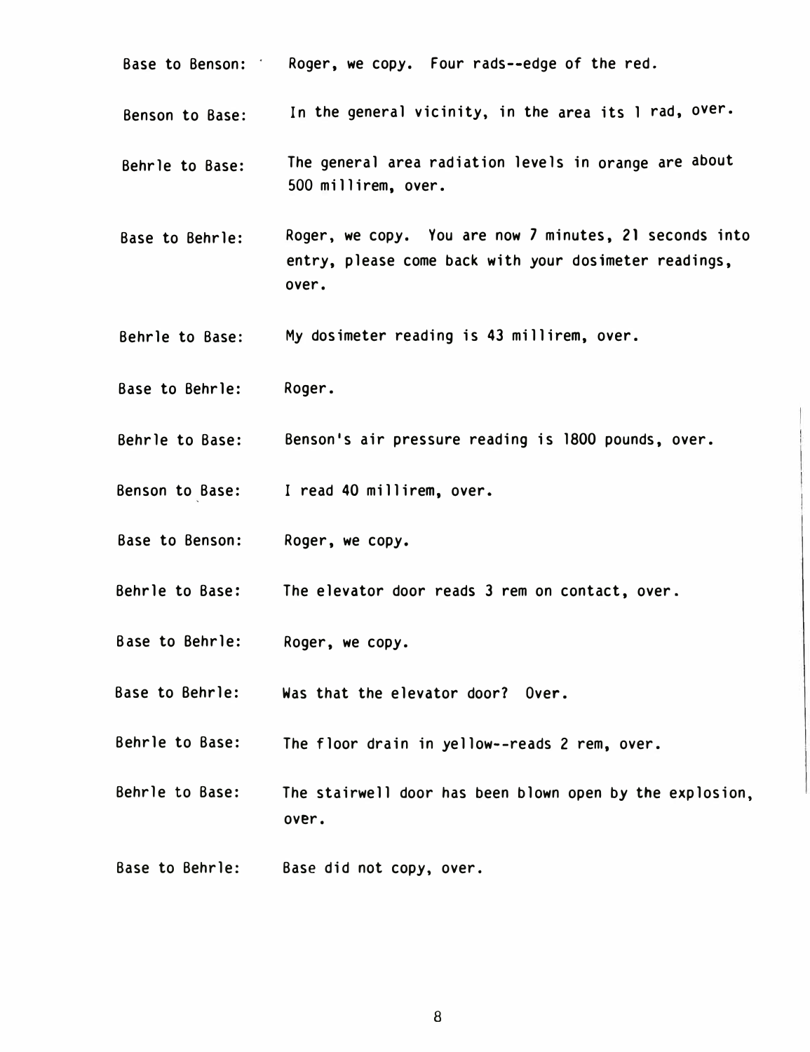Base to Benson: Roger, we copy. Four rads--edge of the red.

Benson to Base: In the general vicinity, in the area its 1 rad, over.

Behrle to Base: The general area radiation levels in orange are about 500 millirem, over.

Base to Behrle: Roger, we copy. You are now 7 minutes, 21 seconds into entry, please come back with your dosimeter readings, over.

Behrle to Base: My dosimeter reading is 43 millirem, over.

Base to Behrle: Roger.

Behrle to Base: Benson's air pressure reading is 1800 pounds, over.

Benson to Base: I read 40 millirem, over.

Base to Benson: Roger, we copy.

Behrle to Base: The elevator door reads 3 rem on contact, over.

Base to Behrle: Roger, we copy.

Base to Behrle: Was that the elevator door? Over.

Behrle to Base: The floor drain in yellow--reads 2 rem, over.

Behrle to Base: The stairwell door has been blown open by the explosion, over.

Base to Behrle: Base did not copy, over.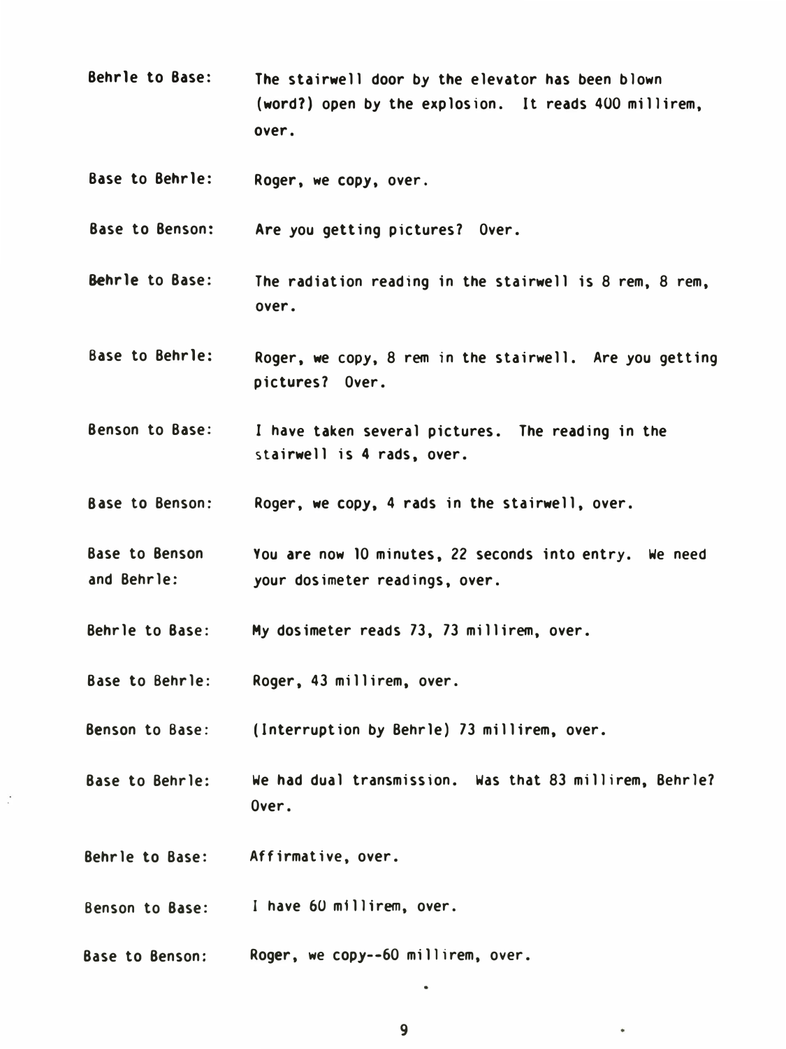Behrle to Base: The stairwell door by the elevator has been blown (word?) open by the explosion. It reads 400 millirem, over.

Base to Behrle: Roger, we copy, over.

Base to Benson: Are you getting pictures? Over.

Behrle to Base: The radiation reading in the stairwell is 8 rem, 8 rem, over.

Base to Behrle: Roger, we copy, 8 rem in the stairwell. Are you getting pictures? Over.

Benson to Base: I have taken several pictures. The reading in the stairwell is 4 rads, over.

Base to Benson: Roger, we copy, 4 rads in the stairwell, over.

Base to Benson and Behrle: You are now 10 minutes, 22 seconds into entry. We need your dosimeter readings, over.

Behrle to Base: My dosimeter reads 73, 73 millirem, over.

Base to Behrle: Roger, 43 millirem, over.

Benson to Base: (Interruption by Behrle) 73 millirem, over.

Base to Behrle: We had dual transmission. Was that 83 millirem, Behrle? Over.

Behrle to Base: Affirmative, over.

Benson to Base: I have 60 millirem, over.

Base to Benson: Roger, we copy--60 millirem, over.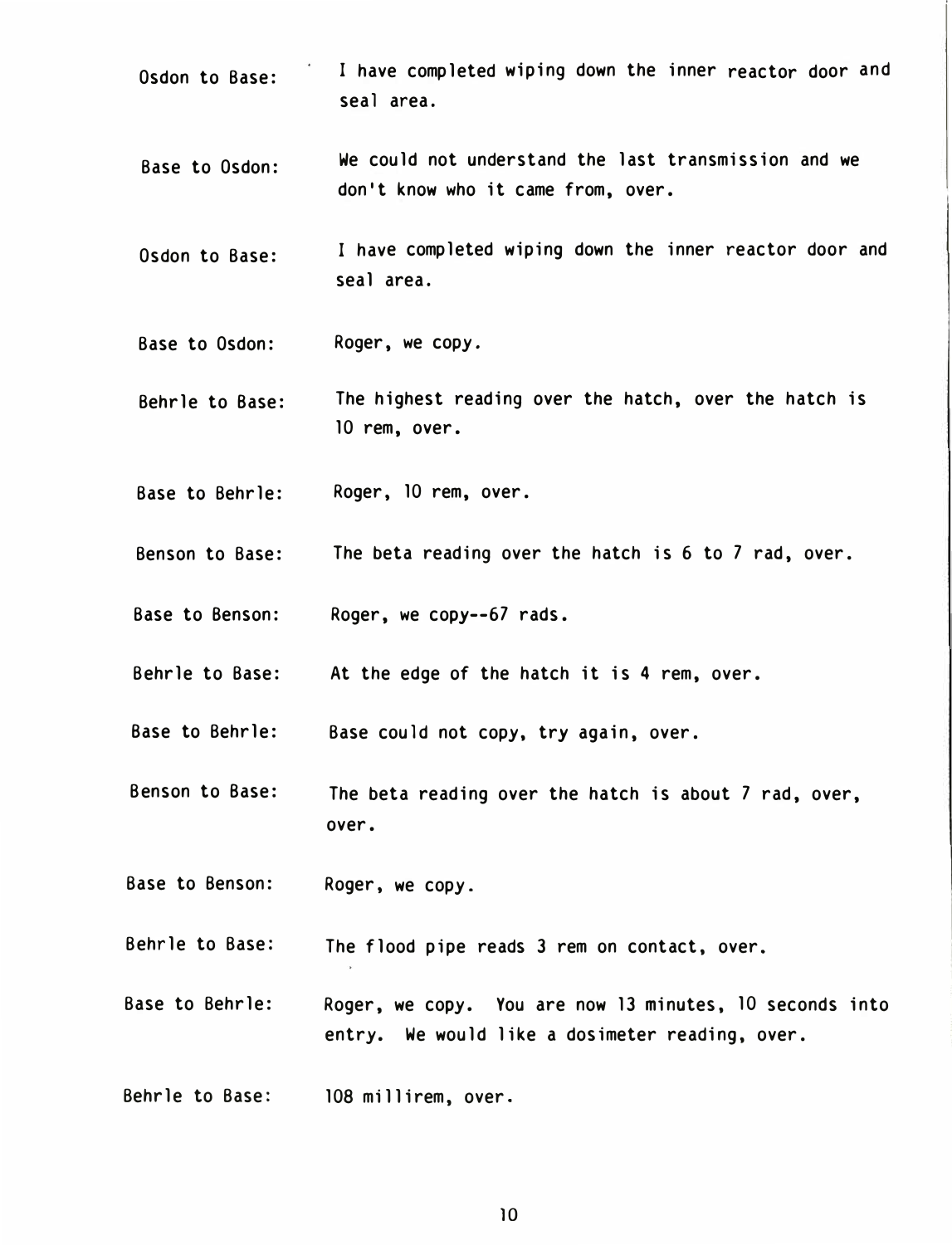Osdon to Base: I have completed wiping down the inner reactor door and seal area.

Base to Osdon: We could not understand the last transmission and we don't know who it came from, over.

Osdon to Base: I have completed wiping down the inner reactor door and seal area.

Base to Osdon: Roger, we copy.

Behrle to Base: The highest reading over the hatch, over the hatch is 10 rem, over.

Base to Behrle: Roger, 10 rem, over.

Benson to Base: The beta reading over the hatch is 6 to 7 rad, over.

Base to Benson: Roger, we copy--67 rads.

Behrle to Base: At the edge of the hatch it is 4 rem, over.

Base to Behrle: Base could not copy, try again, over.

Benson to Base: The beta reading over the hatch is about 7 rad, over, over.

Base to Benson: Roger, we copy.

Behrle to Base: The flood pipe reads 3 rem on contact, over.

Base to Behrle: Roger, we copy. You are now 13 minutes, 10 seconds into entry. We would like a dosimeter reading, over.

Behrle to Base: 108 millirem, over.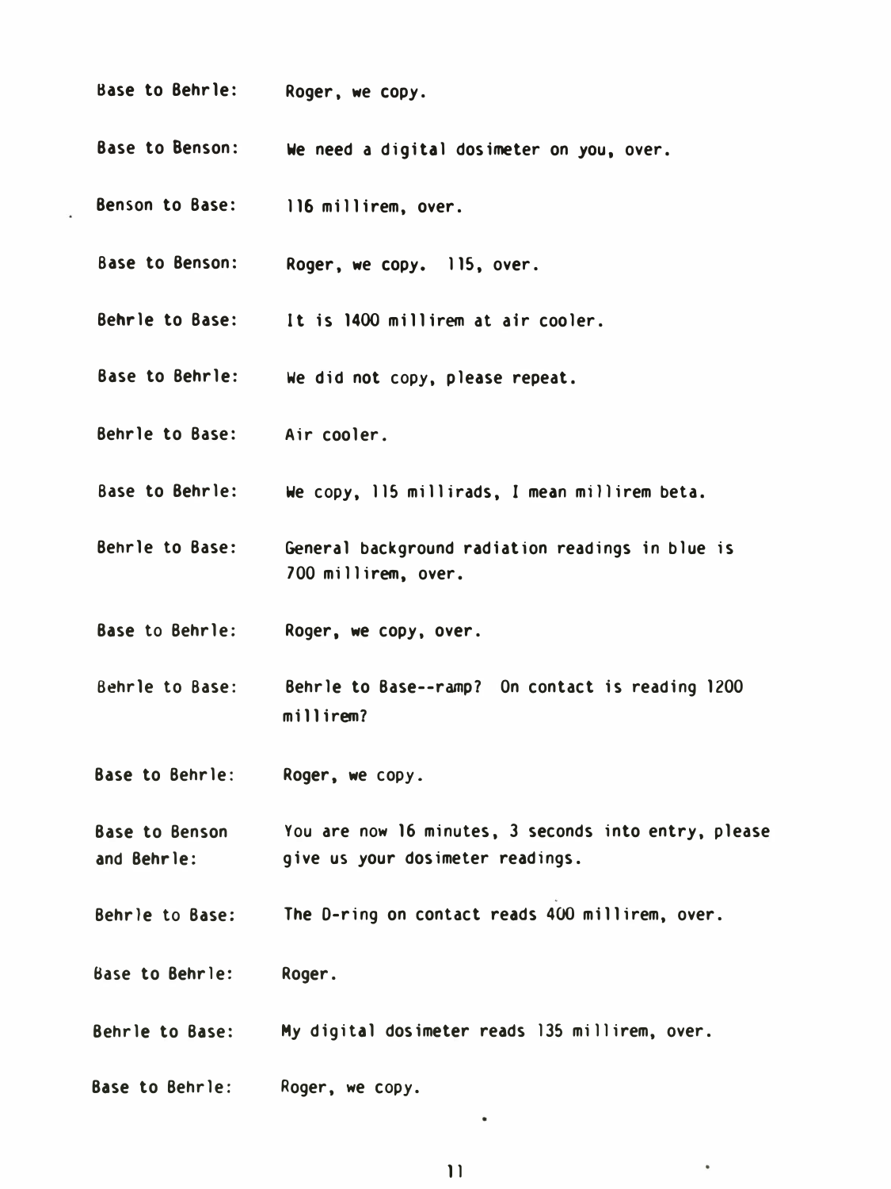Base to Behrle: Roger, we copy.

Base to Benson: We need a digital dosimeter on you, over.

Benson to Base: 116 millirem, over.

Base to Benson: Roger, we copy. 115, over.

Behrle to Base: It is 1400 millirem at air cooler.

Base to Behrle: We did not copy, please repeat.

Behrle to Base: Air cooler.

Base to Behrle: We copy, 115 millirads, I mean millirem beta.

Behrle to Base: General background radiation readings in blue is 700 millirem, over.

Base to Behrle: Roger, we copy, over.

Behrle to Base: Behrle to Base--ramp? On contact is reading 1200 millirem?

Base to Behrle: Roger, we copy.

Base to Benson and Behrle: You are now 16 minutes, 3 seconds into entry, please give us your dosimeter readings.

Behrle to Base: The O-ring on contact reads 400 millirem, over.

Base to Behrle: Roger.

Behrle to Base: My digital dosimeter reads 135 millirem, over.

Base to Behrle: Roger, we copy.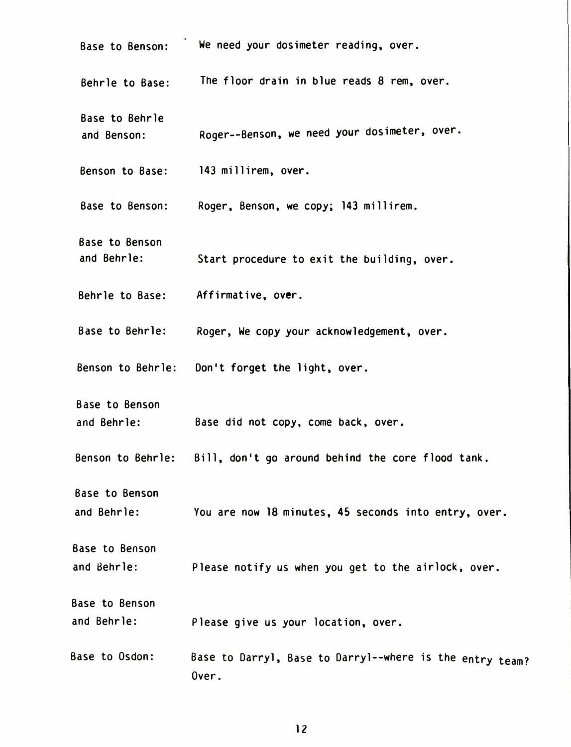Base to Benson: We need your dosimeter reading, over.

Behrle to Base: The floor drain in blue reads 8 rem, over.

Base to Behrle and Benson: Roger--Benson, we need your dosimeter, over.

Benson to Base: 143 millirem, over.

Base to Benson: Roger, Benson, we copy; 143 millirem.

Base to Benson and Behrle: Start procedure to exit the building, over.

Behrle to Base: Affirmative, over.

Base to Behrle: Roger, We copy your acknowledgement, over.

Benson to Behrle: Don't forget the light, over.

Base to Benson and Behrle: Base did not copy, come back, over.

Benson to Behrle: Bill, don't go around behind the core flood tank.

Base to Benson and Behrle: You are now 18 minutes, 45 seconds into entry, over.

Base to Benson and Behrle: Please notify us when you get to the airlock, over.

Base to Benson and Behrle: Please give us your location, over.

Base to Osdon: Base to Darryl, Base to Darryl--where is the entry team? Over.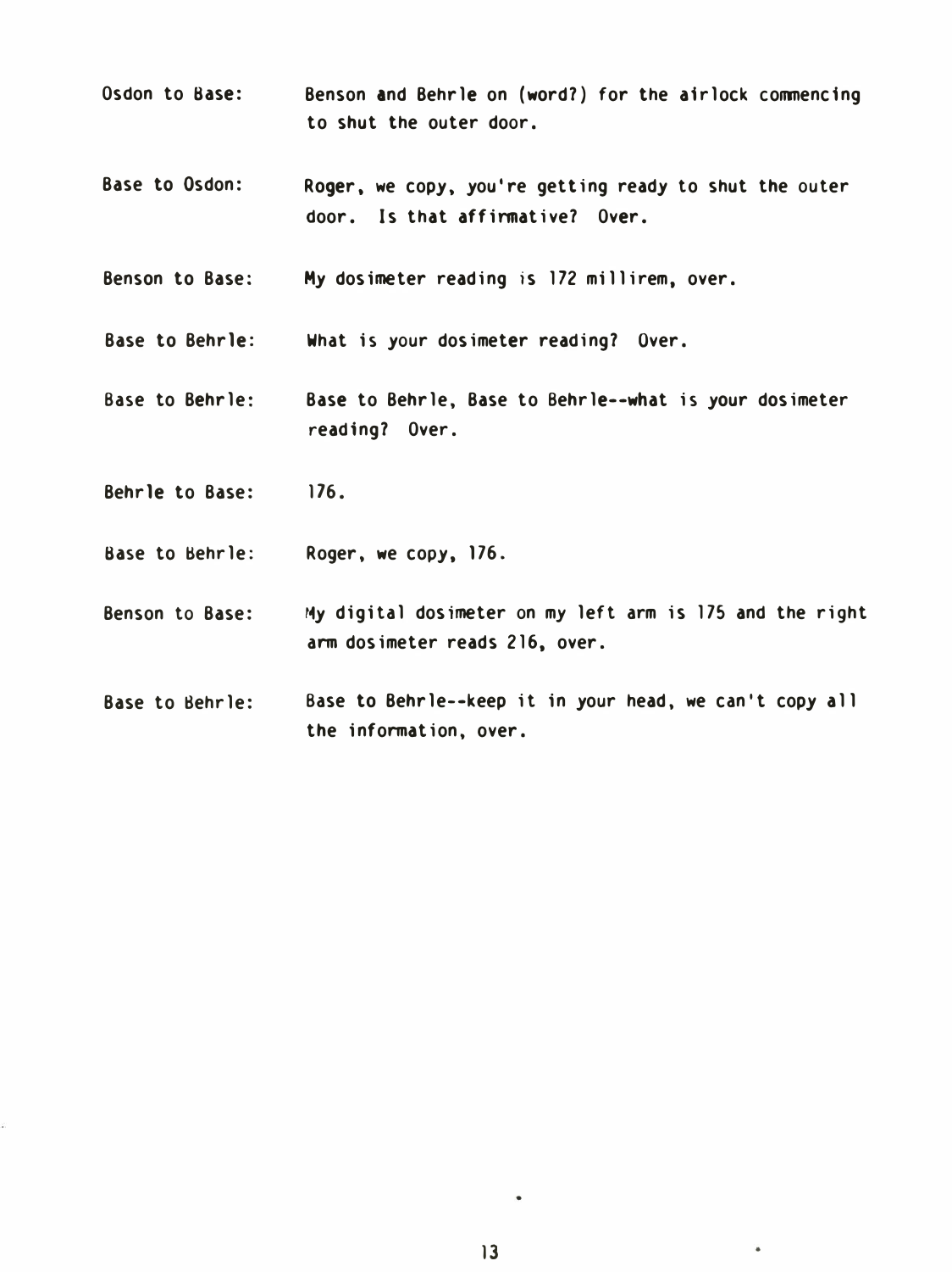Osdon to Base: Benson and Behrle on (word?) for the airlock commencing to shut the outer door.

Base to Osdon: Roger, we copy, you're getting ready to shut the outer door. Is that affirmative? Over.

Benson to Base: My dosimeter reading is 172 millirem, over.

Base to Behrle: What is your dosimeter reading? Over.

Base to Behrle: Base to Behrle, Base to Behrle--what is your dosimeter reading? Over.

Behrle to Base: 176.

Base to Behrle: Roger, we copy, 176.

Benson to Base: My digital dosimeter on my left arm is 175 and the right arm dosimeter reads 216, over.

Base to Behrle: Base to Behrle--keep it in your head, we can't copy all the information, over.